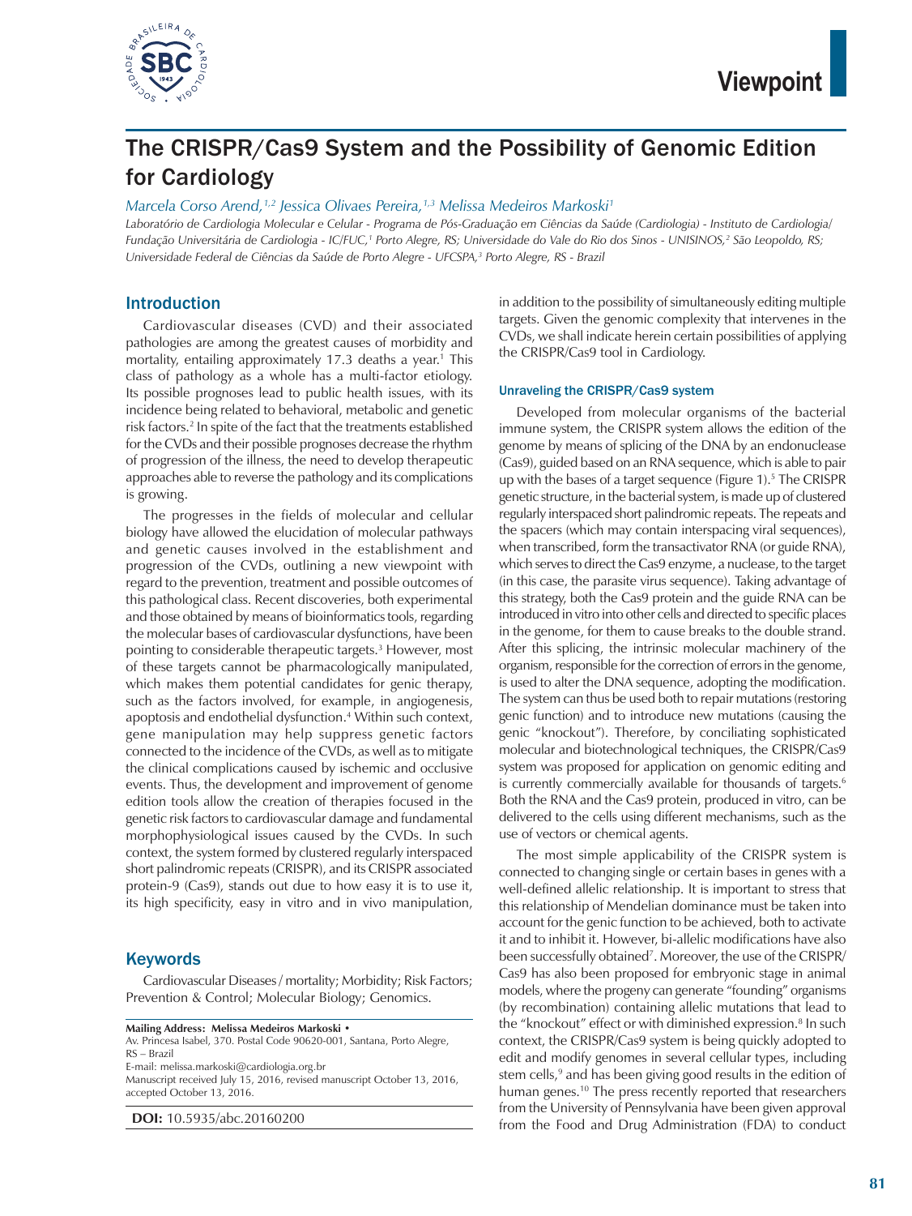# The CRISPR/Cas9 System and the Possibility of Genomic Edition for Cardiology

*Marcela Corso Arend,[1,2] Jessica Olivaes Pereira,[1,3] Melissa Medeiros Markoski[1]*

*Laboratório de Cardiologia Molecular e Celular - Programa de Pós-Graduação em Ciências da Saúde (Cardiologia) - Instituto de Cardiologia/ Fundação Universitária de Cardiologia - IC/FUC,[1] Porto Alegre, RS; Universidade do Vale do Rio dos Sinos - UNISINOS,[2] São Leopoldo, RS; Universidade Federal de Ciências da Saúde de Porto Alegre - UFCSPA,[3] Porto Alegre, RS - Brazil*

## Introduction

Cardiovascular diseases (CVD) and their associated pathologies are among the greatest causes of morbidity and mortality, entailing approximately 17.3 deaths a year.[1] This class of pathology as a whole has a multi-factor etiology. Its possible prognoses lead to public health issues, with its incidence being related to behavioral, metabolic and genetic risk factors.[2] In spite of the fact that the treatments established for the CVDs and their possible prognoses decrease the rhythm of progression of the illness, the need to develop therapeutic approaches able to reverse the pathology and its complications is growing.

The progresses in the fields of molecular and cellular biology have allowed the elucidation of molecular pathways and genetic causes involved in the establishment and progression of the CVDs, outlining a new viewpoint with regard to the prevention, treatment and possible outcomes of this pathological class. Recent discoveries, both experimental and those obtained by means of bioinformatics tools, regarding the molecular bases of cardiovascular dysfunctions, have been pointing to considerable therapeutic targets.[3] However, most of these targets cannot be pharmacologically manipulated, which makes them potential candidates for genic therapy, such as the factors involved, for example, in angiogenesis, apoptosis and endothelial dysfunction.[4] Within such context, gene manipulation may help suppress genetic factors connected to the incidence of the CVDs, as well as to mitigate the clinical complications caused by ischemic and occlusive events. Thus, the development and improvement of genome edition tools allow the creation of therapies focused in the genetic risk factors to cardiovascular damage and fundamental morphophysiological issues caused by the CVDs. In such context, the system formed by clustered regularly interspaced short palindromic repeats (CRISPR), and its CRISPR associated protein-9 (Cas9), stands out due to how easy it is to use it, its high specificity, easy in vitro and in vivo manipulation, in addition to the possibility of simultaneously editing multiple targets. Given the genomic complexity that intervenes in the CVDs, we shall indicate herein certain possibilities of applying the CRISPR/Cas9 tool in Cardiology.

## Keywords

Cardiovascular Diseases / mortality; Morbidity; Risk Factors; Prevention & Control; Molecular Biology; Genomics.

**Mailing Address: Melissa Medeiros Markoski •**
Av. Princesa Isabel, 370. Postal Code 90620-001, Santana, Porto Alegre, RS – Brazil
E-mail: melissa.markoski@cardiologia.org.br
Manuscript received July 15, 2016, revised manuscript October 13, 2016, accepted October 13, 2016.

**DOI:** 10.5935/abc.20160200

### Unraveling the CRISPR/Cas9 system

Developed from molecular organisms of the bacterial immune system, the CRISPR system allows the edition of the genome by means of splicing of the DNA by an endonuclease (Cas9), guided based on an RNA sequence, which is able to pair up with the bases of a target sequence (Figure 1).[5] The CRISPR genetic structure, in the bacterial system, is made up of clustered regularly interspaced short palindromic repeats. The repeats and the spacers (which may contain interspacing viral sequences), when transcribed, form the transactivator RNA (or guide RNA), which serves to direct the Cas9 enzyme, a nuclease, to the target (in this case, the parasite virus sequence). Taking advantage of this strategy, both the Cas9 protein and the guide RNA can be introduced in vitro into other cells and directed to specific places in the genome, for them to cause breaks to the double strand. After this splicing, the intrinsic molecular machinery of the organism, responsible for the correction of errors in the genome, is used to alter the DNA sequence, adopting the modification. The system can thus be used both to repair mutations (restoring genic function) and to introduce new mutations (causing the genic "knockout"). Therefore, by conciliating sophisticated molecular and biotechnological techniques, the CRISPR/Cas9 system was proposed for application on genomic editing and is currently commercially available for thousands of targets.[6] Both the RNA and the Cas9 protein, produced in vitro, can be delivered to the cells using different mechanisms, such as the use of vectors or chemical agents.

The most simple applicability of the CRISPR system is connected to changing single or certain bases in genes with a well-defined allelic relationship. It is important to stress that this relationship of Mendelian dominance must be taken into account for the genic function to be achieved, both to activate it and to inhibit it. However, bi-allelic modifications have also been successfully obtained[7]. Moreover, the use of the CRISPR/Cas9 has also been proposed for embryonic stage in animal models, where the progeny can generate "founding" organisms (by recombination) containing allelic mutations that lead to the "knockout" effect or with diminished expression.[8] In such context, the CRISPR/Cas9 system is being quickly adopted to edit and modify genomes in several cellular types, including stem cells,[9] and has been giving good results in the edition of human genes.[10] The press recently reported that researchers from the University of Pennsylvania have been given approval from the Food and Drug Administration (FDA) to conduct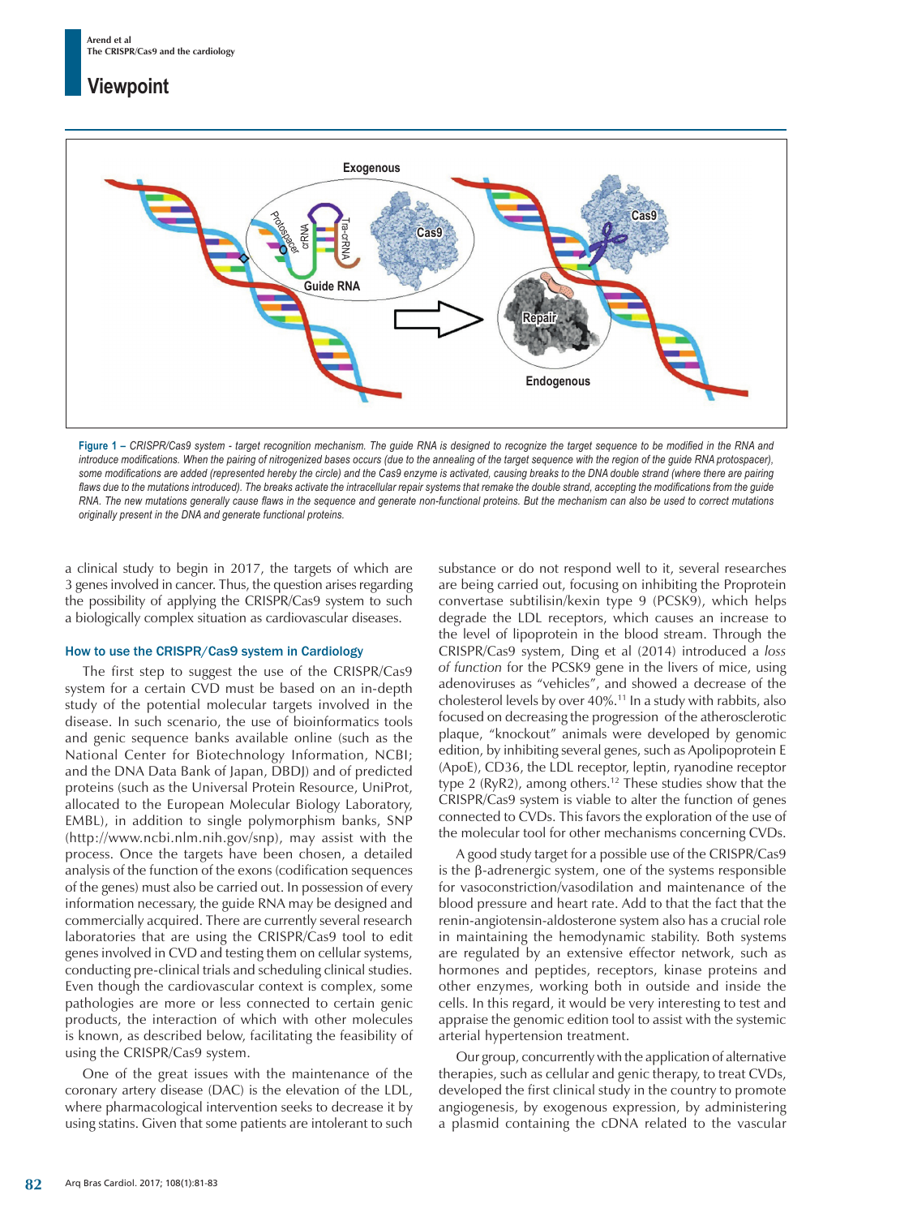**Figure 1 –** *CRISPR/Cas9 system - target recognition mechanism. The guide RNA is designed to recognize the target sequence to be modified in the RNA and introduce modifications. When the pairing of nitrogenized bases occurs (due to the annealing of the target sequence with the region of the guide RNA protospacer), some modifications are added (represented hereby the circle) and the Cas9 enzyme is activated, causing breaks to the DNA double strand (where there are pairing flaws due to the mutations introduced). The breaks activate the intracellular repair systems that remake the double strand, accepting the modifications from the guide RNA. The new mutations generally cause flaws in the sequence and generate non-functional proteins. But the mechanism can also be used to correct mutations originally present in the DNA and generate functional proteins.*

a clinical study to begin in 2017, the targets of which are 3 genes involved in cancer. Thus, the question arises regarding the possibility of applying the CRISPR/Cas9 system to such a biologically complex situation as cardiovascular diseases.

### How to use the CRISPR/Cas9 system in Cardiology

The first step to suggest the use of the CRISPR/Cas9 system for a certain CVD must be based on an in-depth study of the potential molecular targets involved in the disease. In such scenario, the use of bioinformatics tools and genic sequence banks available online (such as the National Center for Biotechnology Information, NCBI; and the DNA Data Bank of Japan, DBDJ) and of predicted proteins (such as the Universal Protein Resource, UniProt, allocated to the European Molecular Biology Laboratory, EMBL), in addition to single polymorphism banks, SNP (http://www.ncbi.nlm.nih.gov/snp), may assist with the process. Once the targets have been chosen, a detailed analysis of the function of the exons (codification sequences of the genes) must also be carried out. In possession of every information necessary, the guide RNA may be designed and commercially acquired. There are currently several research laboratories that are using the CRISPR/Cas9 tool to edit genes involved in CVD and testing them on cellular systems, conducting pre-clinical trials and scheduling clinical studies. Even though the cardiovascular context is complex, some pathologies are more or less connected to certain genic products, the interaction of which with other molecules is known, as described below, facilitating the feasibility of using the CRISPR/Cas9 system.

One of the great issues with the maintenance of the coronary artery disease (DAC) is the elevation of the LDL, where pharmacological intervention seeks to decrease it by using statins. Given that some patients are intolerant to such substance or do not respond well to it, several researches are being carried out, focusing on inhibiting the Proprotein convertase subtilisin/kexin type 9 (PCSK9), which helps degrade the LDL receptors, which causes an increase to the level of lipoprotein in the blood stream. Through the CRISPR/Cas9 system, Ding et al (2014) introduced a *loss of function* for the PCSK9 gene in the livers of mice, using adenoviruses as "vehicles", and showed a decrease of the cholesterol levels by over 40%.[11] In a study with rabbits, also focused on decreasing the progression of the atherosclerotic plaque, "knockout" animals were developed by genomic edition, by inhibiting several genes, such as Apolipoprotein E (ApoE), CD36, the LDL receptor, leptin, ryanodine receptor type 2 (RyR2), among others.[12] These studies show that the CRISPR/Cas9 system is viable to alter the function of genes connected to CVDs. This favors the exploration of the use of the molecular tool for other mechanisms concerning CVDs.

A good study target for a possible use of the CRISPR/Cas9 is the β-adrenergic system, one of the systems responsible for vasoconstriction/vasodilation and maintenance of the blood pressure and heart rate. Add to that the fact that the renin-angiotensin-aldosterone system also has a crucial role in maintaining the hemodynamic stability. Both systems are regulated by an extensive effector network, such as hormones and peptides, receptors, kinase proteins and other enzymes, working both in outside and inside the cells. In this regard, it would be very interesting to test and appraise the genomic edition tool to assist with the systemic arterial hypertension treatment.

Our group, concurrently with the application of alternative therapies, such as cellular and genic therapy, to treat CVDs, developed the first clinical study in the country to promote angiogenesis, by exogenous expression, by administering a plasmid containing the cDNA related to the vascular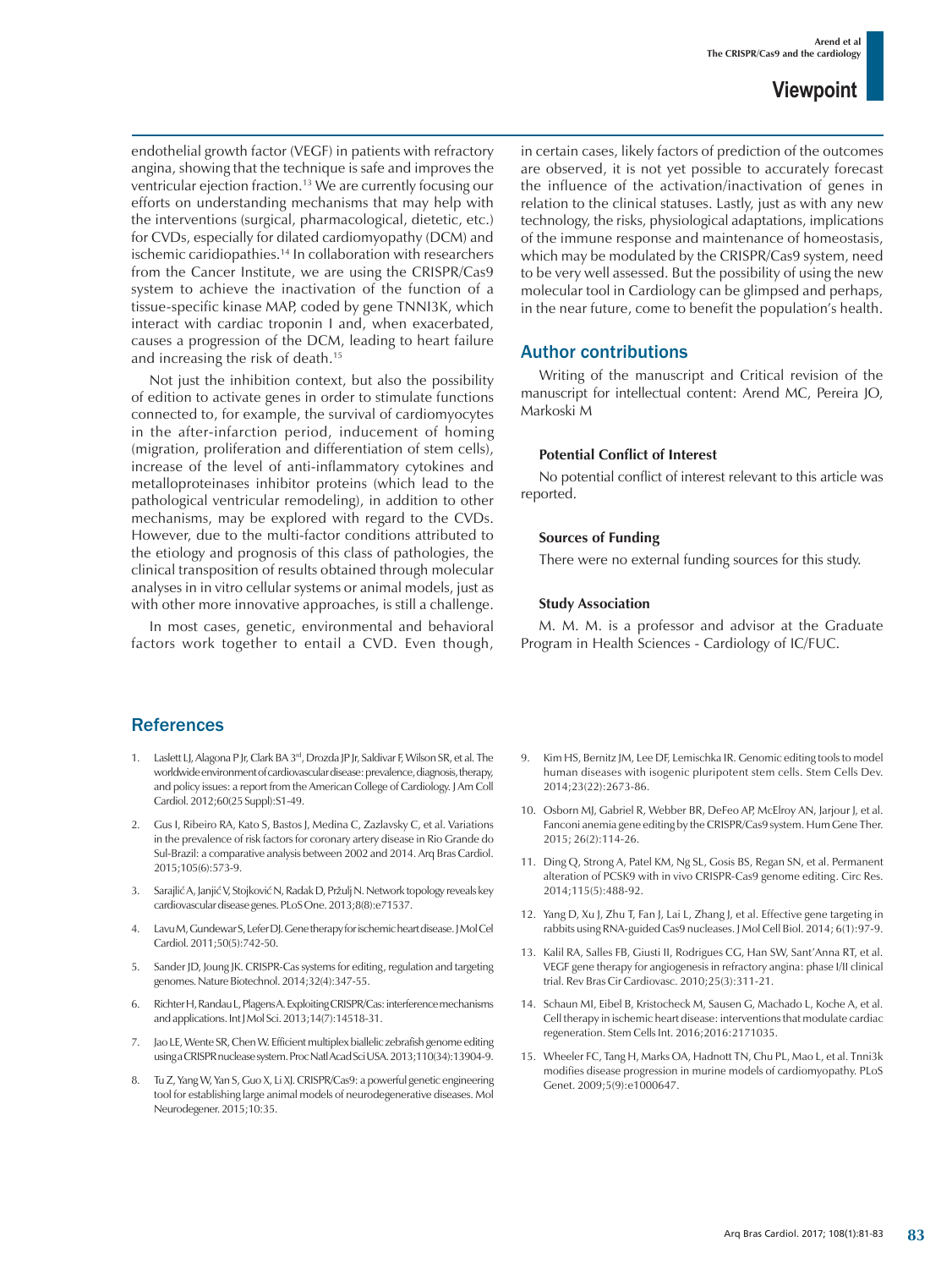endothelial growth factor (VEGF) in patients with refractory angina, showing that the technique is safe and improves the ventricular ejection fraction.[13] We are currently focusing our efforts on understanding mechanisms that may help with the interventions (surgical, pharmacological, dietetic, etc.) for CVDs, especially for dilated cardiomyopathy (DCM) and ischemic caridiopathies.[14] In collaboration with researchers from the Cancer Institute, we are using the CRISPR/Cas9 system to achieve the inactivation of the function of a tissue-specific kinase MAP, coded by gene TNNI3K, which interact with cardiac troponin I and, when exacerbated, causes a progression of the DCM, leading to heart failure and increasing the risk of death.[15]

Not just the inhibition context, but also the possibility of edition to activate genes in order to stimulate functions connected to, for example, the survival of cardiomyocytes in the after-infarction period, inducement of homing (migration, proliferation and differentiation of stem cells), increase of the level of anti-inflammatory cytokines and metalloproteinases inhibitor proteins (which lead to the pathological ventricular remodeling), in addition to other mechanisms, may be explored with regard to the CVDs. However, due to the multi-factor conditions attributed to the etiology and prognosis of this class of pathologies, the clinical transposition of results obtained through molecular analyses in in vitro cellular systems or animal models, just as with other more innovative approaches, is still a challenge.

In most cases, genetic, environmental and behavioral factors work together to entail a CVD. Even though, in certain cases, likely factors of prediction of the outcomes are observed, it is not yet possible to accurately forecast the influence of the activation/inactivation of genes in relation to the clinical statuses. Lastly, just as with any new technology, the risks, physiological adaptations, implications of the immune response and maintenance of homeostasis, which may be modulated by the CRISPR/Cas9 system, need to be very well assessed. But the possibility of using the new molecular tool in Cardiology can be glimpsed and perhaps, in the near future, come to benefit the population's health.

## Author contributions

Writing of the manuscript and Critical revision of the manuscript for intellectual content: Arend MC, Pereira JO, Markoski M

### Potential Conflict of Interest

No potential conflict of interest relevant to this article was reported.

### Sources of Funding

There were no external funding sources for this study.

### Study Association

M. M. M. is a professor and advisor at the Graduate Program in Health Sciences - Cardiology of IC/FUC.

## References

1. Laslett LJ, Alagona P Jr, Clark BA 3rd, Drozda JP Jr, Saldivar F, Wilson SR, et al. The worldwide environment of cardiovascular disease: prevalence, diagnosis, therapy, and policy issues: a report from the American College of Cardiology. J Am Coll Cardiol. 2012;60(25 Suppl):S1-49.
2. Gus I, Ribeiro RA, Kato S, Bastos J, Medina C, Zazlavsky C, et al. Variations in the prevalence of risk factors for coronary artery disease in Rio Grande do Sul-Brazil: a comparative analysis between 2002 and 2014. Arq Bras Cardiol. 2015;105(6):573-9.
3. Sarajlić A, Janjić V, Stojković N, Radak D, Pržulj N. Network topology reveals key cardiovascular disease genes. PLoS One. 2013;8(8):e71537.
4. Lavu M, Gundewar S, Lefer DJ. Gene therapy for ischemic heart disease. J Mol Cel Cardiol. 2011;50(5):742-50.
5. Sander JD, Joung JK. CRISPR-Cas systems for editing, regulation and targeting genomes. Nature Biotechnol. 2014;32(4):347-55.
6. Richter H, Randau L, Plagens A. Exploiting CRISPR/Cas: interference mechanisms and applications. Int J Mol Sci. 2013;14(7):14518-31.
7. Jao LE, Wente SR, Chen W. Efficient multiplex biallelic zebrafish genome editing using a CRISPR nuclease system. Proc Natl Acad Sci USA. 2013;110(34):13904-9.
8. Tu Z, Yang W, Yan S, Guo X, Li XJ. CRISPR/Cas9: a powerful genetic engineering tool for establishing large animal models of neurodegenerative diseases. Mol Neurodegener. 2015;10:35.
9. Kim HS, Bernitz JM, Lee DF, Lemischka IR. Genomic editing tools to model human diseases with isogenic pluripotent stem cells. Stem Cells Dev. 2014;23(22):2673-86.
10. Osborn MJ, Gabriel R, Webber BR, DeFeo AP, McElroy AN, Jarjour J, et al. Fanconi anemia gene editing by the CRISPR/Cas9 system. Hum Gene Ther. 2015; 26(2):114-26.
11. Ding Q, Strong A, Patel KM, Ng SL, Gosis BS, Regan SN, et al. Permanent alteration of PCSK9 with in vivo CRISPR-Cas9 genome editing. Circ Res. 2014;115(5):488-92.
12. Yang D, Xu J, Zhu T, Fan J, Lai L, Zhang J, et al. Effective gene targeting in rabbits using RNA-guided Cas9 nucleases. J Mol Cell Biol. 2014; 6(1):97-9.
13. Kalil RA, Salles FB, Giusti II, Rodrigues CG, Han SW, Sant'Anna RT, et al. VEGF gene therapy for angiogenesis in refractory angina: phase I/II clinical trial. Rev Bras Cir Cardiovasc. 2010;25(3):311-21.
14. Schaun MI, Eibel B, Kristocheck M, Sausen G, Machado L, Koche A, et al. Cell therapy in ischemic heart disease: interventions that modulate cardiac regeneration. Stem Cells Int. 2016;2016:2171035.
15. Wheeler FC, Tang H, Marks OA, Hadnott TN, Chu PL, Mao L, et al. Tnni3k modifies disease progression in murine models of cardiomyopathy. PLoS Genet. 2009;5(9):e1000647.